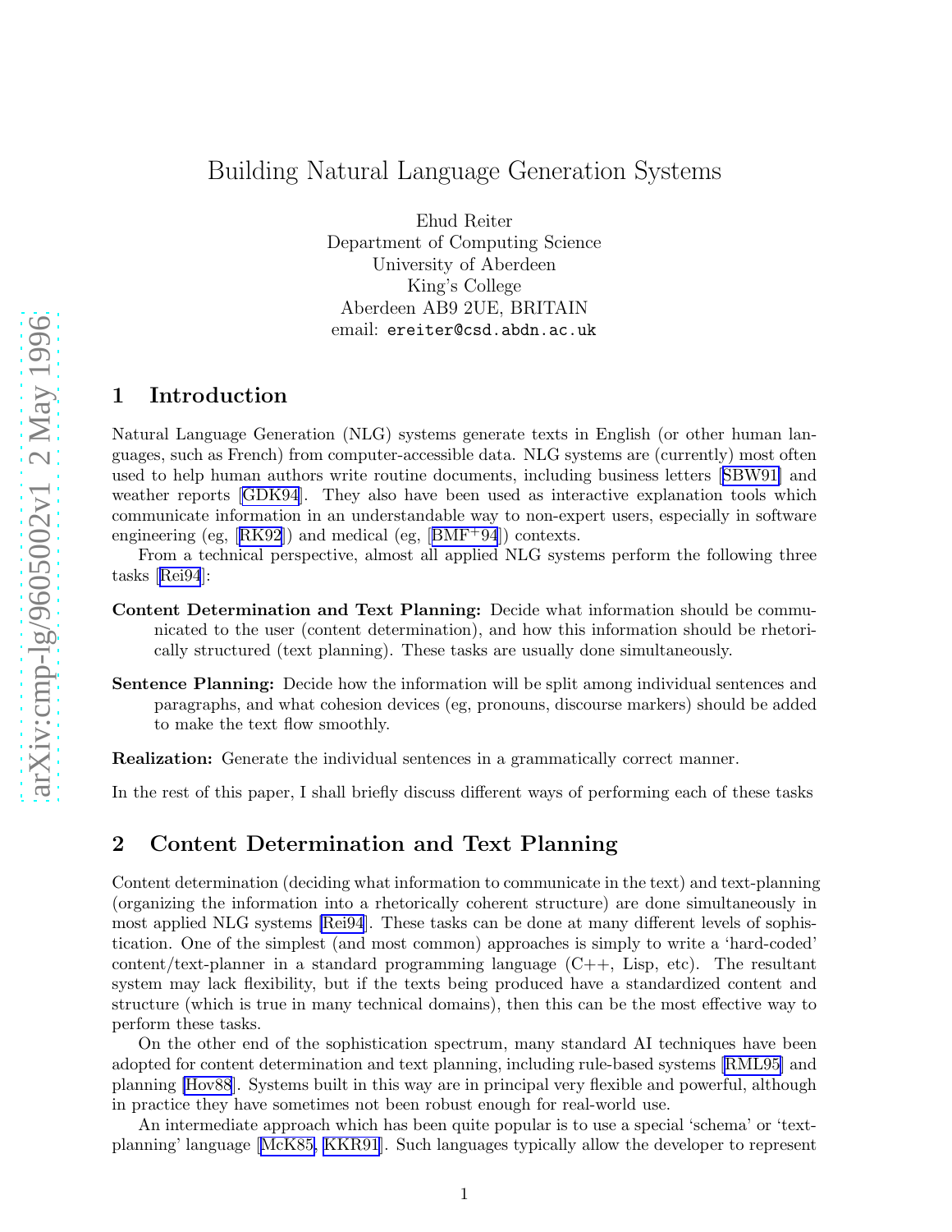# Building Natural Language Generation Systems

Ehud Reiter
Department of Computing Science
University of Aberdeen
King's College
Aberdeen AB9 2UE, BRITAIN
email: ereiter@csd.abdn.ac.uk

## 1 Introduction

Natural Language Generation (NLG) systems generate texts in English (or other human languages, such as French) from computer-accessible data. NLG systems are (currently) most often used to help human authors write routine documents, including business letters [SBW91] and weather reports [GDK94]. They also have been used as interactive explanation tools which communicate information in an understandable way to non-expert users, especially in software engineering (eg, [RK92]) and medical (eg, [BMF+94]) contexts.

From a technical perspective, almost all applied NLG systems perform the following three tasks [Rei94]:

**Content Determination and Text Planning:** Decide what information should be communicated to the user (content determination), and how this information should be rhetorically structured (text planning). These tasks are usually done simultaneously.

**Sentence Planning:** Decide how the information will be split among individual sentences and paragraphs, and what cohesion devices (eg, pronouns, discourse markers) should be added to make the text flow smoothly.

**Realization:** Generate the individual sentences in a grammatically correct manner.

In the rest of this paper, I shall briefly discuss different ways of performing each of these tasks

## 2 Content Determination and Text Planning

Content determination (deciding what information to communicate in the text) and text-planning (organizing the information into a rhetorically coherent structure) are done simultaneously in most applied NLG systems [Rei94]. These tasks can be done at many different levels of sophistication. One of the simplest (and most common) approaches is simply to write a 'hard-coded' content/text-planner in a standard programming language (C++, Lisp, etc). The resultant system may lack flexibility, but if the texts being produced have a standardized content and structure (which is true in many technical domains), then this can be the most effective way to perform these tasks.

On the other end of the sophistication spectrum, many standard AI techniques have been adopted for content determination and text planning, including rule-based systems [RML95] and planning [Hov88]. Systems built in this way are in principal very flexible and powerful, although in practice they have sometimes not been robust enough for real-world use.

An intermediate approach which has been quite popular is to use a special 'schema' or 'text-planning' language [McK85, KKR91]. Such languages typically allow the developer to represent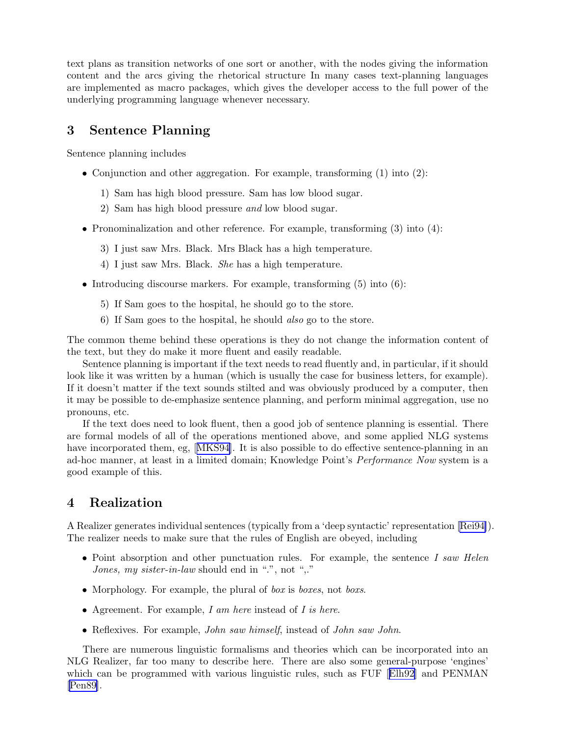text plans as transition networks of one sort or another, with the nodes giving the information content and the arcs giving the rhetorical structure In many cases text-planning languages are implemented as macro packages, which gives the developer access to the full power of the underlying programming language whenever necessary.

## 3 Sentence Planning

Sentence planning includes

- Conjunction and other aggregation. For example, transforming (1) into (2):

  1) Sam has high blood pressure. Sam has low blood sugar.
  2) Sam has high blood pressure *and* low blood sugar.

- Pronominalization and other reference. For example, transforming (3) into (4):

  3) I just saw Mrs. Black. Mrs Black has a high temperature.
  4) I just saw Mrs. Black. *She* has a high temperature.

- Introducing discourse markers. For example, transforming (5) into (6):

  5) If Sam goes to the hospital, he should go to the store.
  6) If Sam goes to the hospital, he should *also* go to the store.

The common theme behind these operations is they do not change the information content of the text, but they do make it more fluent and easily readable.

Sentence planning is important if the text needs to read fluently and, in particular, if it should look like it was written by a human (which is usually the case for business letters, for example). If it doesn't matter if the text sounds stilted and was obviously produced by a computer, then it may be possible to de-emphasize sentence planning, and perform minimal aggregation, use no pronouns, etc.

If the text does need to look fluent, then a good job of sentence planning is essential. There are formal models of all of the operations mentioned above, and some applied NLG systems have incorporated them, eg, [MKS94]. It is also possible to do effective sentence-planning in an ad-hoc manner, at least in a limited domain; Knowledge Point's *Performance Now* system is a good example of this.

## 4 Realization

A Realizer generates individual sentences (typically from a 'deep syntactic' representation [Rei94]). The realizer needs to make sure that the rules of English are obeyed, including

- Point absorption and other punctuation rules. For example, the sentence *I saw Helen Jones, my sister-in-law* should end in ".", not ",."
- Morphology. For example, the plural of *box* is *boxes*, not *boxs*.
- Agreement. For example, *I am here* instead of *I is here*.
- Reflexives. For example, *John saw himself*, instead of *John saw John*.

There are numerous linguistic formalisms and theories which can be incorporated into an NLG Realizer, far too many to describe here. There are also some general-purpose 'engines' which can be programmed with various linguistic rules, such as FUF [Elh92] and PENMAN [Pen89].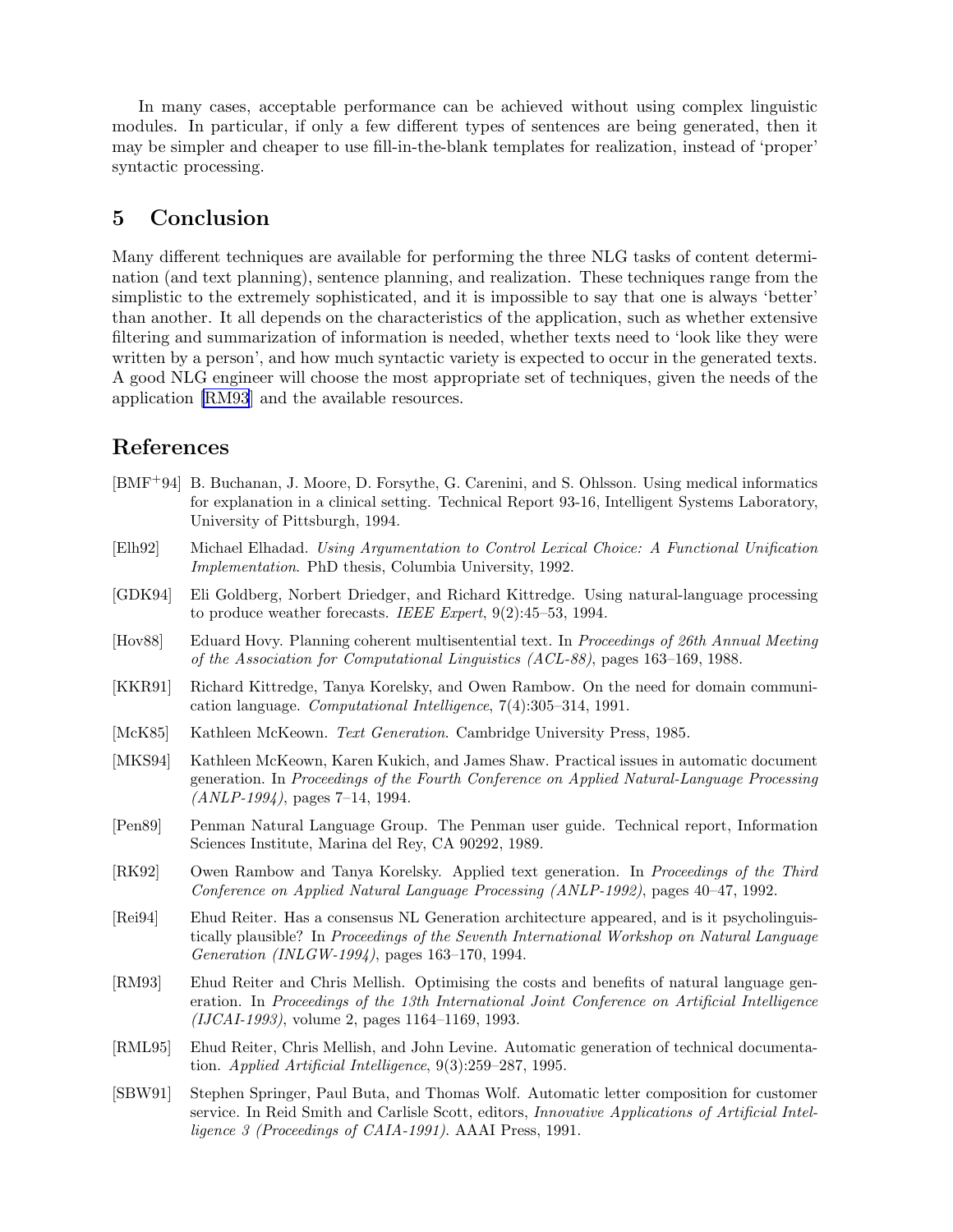In many cases, acceptable performance can be achieved without using complex linguistic modules. In particular, if only a few different types of sentences are being generated, then it may be simpler and cheaper to use fill-in-the-blank templates for realization, instead of 'proper' syntactic processing.

## 5 Conclusion

Many different techniques are available for performing the three NLG tasks of content determination (and text planning), sentence planning, and realization. These techniques range from the simplistic to the extremely sophisticated, and it is impossible to say that one is always 'better' than another. It all depends on the characteristics of the application, such as whether extensive filtering and summarization of information is needed, whether texts need to 'look like they were written by a person', and how much syntactic variety is expected to occur in the generated texts. A good NLG engineer will choose the most appropriate set of techniques, given the needs of the application [RM93] and the available resources.

## References

[BMF+94] B. Buchanan, J. Moore, D. Forsythe, G. Carenini, and S. Ohlsson. Using medical informatics for explanation in a clinical setting. Technical Report 93-16, Intelligent Systems Laboratory, University of Pittsburgh, 1994.

[Elh92] Michael Elhadad. *Using Argumentation to Control Lexical Choice: A Functional Unification Implementation*. PhD thesis, Columbia University, 1992.

[GDK94] Eli Goldberg, Norbert Driedger, and Richard Kittredge. Using natural-language processing to produce weather forecasts. *IEEE Expert*, 9(2):45–53, 1994.

[Hov88] Eduard Hovy. Planning coherent multisentential text. In *Proceedings of 26th Annual Meeting of the Association for Computational Linguistics (ACL-88)*, pages 163–169, 1988.

[KKR91] Richard Kittredge, Tanya Korelsky, and Owen Rambow. On the need for domain communication language. *Computational Intelligence*, 7(4):305–314, 1991.

[McK85] Kathleen McKeown. *Text Generation*. Cambridge University Press, 1985.

[MKS94] Kathleen McKeown, Karen Kukich, and James Shaw. Practical issues in automatic document generation. In *Proceedings of the Fourth Conference on Applied Natural-Language Processing (ANLP-1994)*, pages 7–14, 1994.

[Pen89] Penman Natural Language Group. The Penman user guide. Technical report, Information Sciences Institute, Marina del Rey, CA 90292, 1989.

[RK92] Owen Rambow and Tanya Korelsky. Applied text generation. In *Proceedings of the Third Conference on Applied Natural Language Processing (ANLP-1992)*, pages 40–47, 1992.

[Rei94] Ehud Reiter. Has a consensus NL Generation architecture appeared, and is it psycholinguistically plausible? In *Proceedings of the Seventh International Workshop on Natural Language Generation (INLGW-1994)*, pages 163–170, 1994.

[RM93] Ehud Reiter and Chris Mellish. Optimising the costs and benefits of natural language generation. In *Proceedings of the 13th International Joint Conference on Artificial Intelligence (IJCAI-1993)*, volume 2, pages 1164–1169, 1993.

[RML95] Ehud Reiter, Chris Mellish, and John Levine. Automatic generation of technical documentation. *Applied Artificial Intelligence*, 9(3):259–287, 1995.

[SBW91] Stephen Springer, Paul Buta, and Thomas Wolf. Automatic letter composition for customer service. In Reid Smith and Carlisle Scott, editors, *Innovative Applications of Artificial Intelligence 3 (Proceedings of CAIA-1991)*. AAAI Press, 1991.